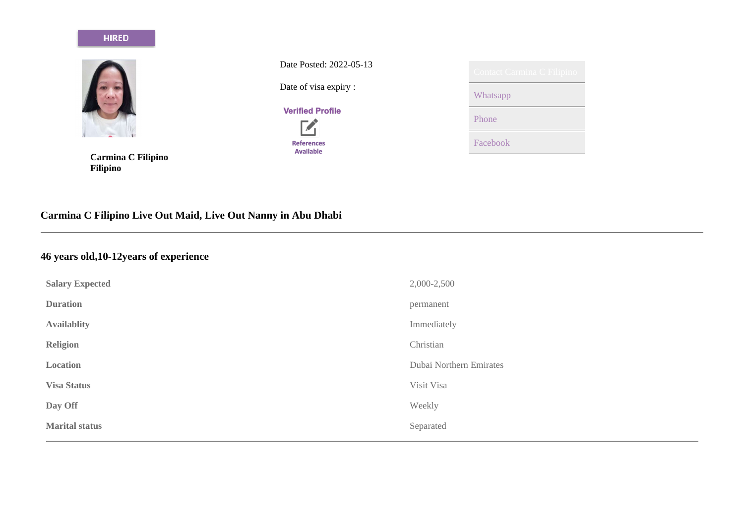HIRED

Date Posted: 2022-05-13

Date of visa expiry :

Verified Profile

References Available

Contact Carmina C Filipino

Whatsapp

Phone

Facebook

**Carmina C Filipino**
**Filipino**

## Carmina C Filipino Live Out Maid, Live Out Nanny in Abu Dhabi

---

## 46 years old,10-12years of experience

| | |
|---|---|
| **Salary Expected** | 2,000-2,500 |
| **Duration** | permanent |
| **Availablity** | Immediately |
| **Religion** | Christian |
| **Location** | Dubai Northern Emirates |
| **Visa Status** | Visit Visa |
| **Day Off** | Weekly |
| **Marital status** | Separated |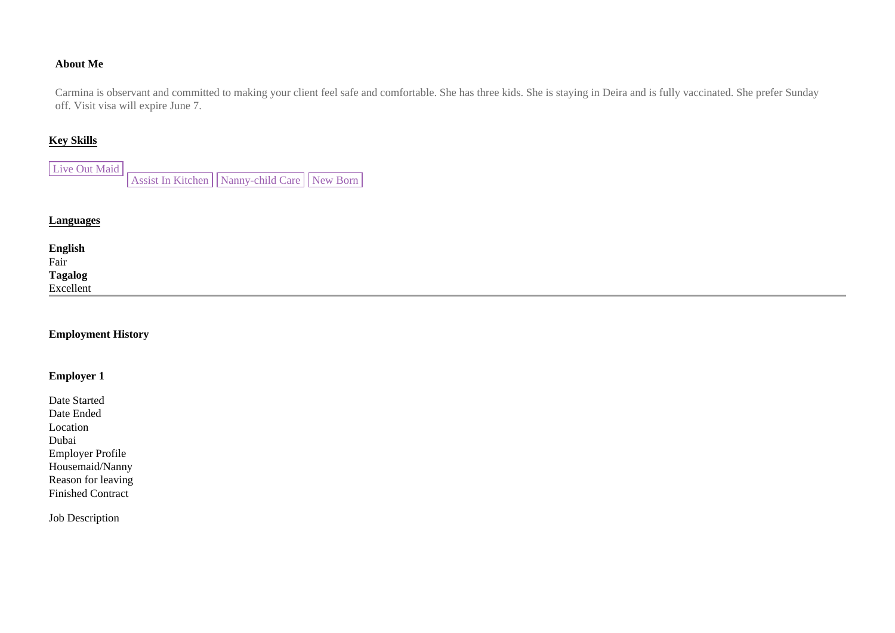**About Me**

Carmina is observant and committed to making your client feel safe and comfortable. She has three kids. She is staying in Deira and is fully vaccinated. She prefer Sunday off. Visit visa will expire June 7.

**Key Skills**

Live Out Maid | Assist In Kitchen | Nanny-child Care | New Born

**Languages**

**English**
Fair
**Tagalog**
Excellent

---

**Employment History**

**Employer 1**

Date Started
Date Ended
Location
Dubai
Employer Profile
Housemaid/Nanny
Reason for leaving
Finished Contract

Job Description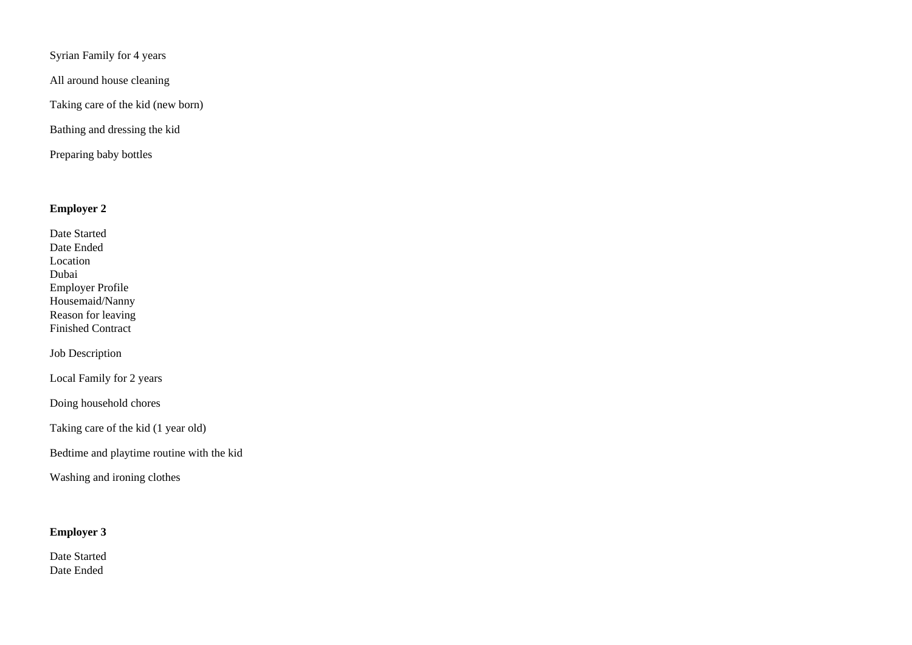Syrian Family for 4 years

All around house cleaning

Taking care of the kid (new born)

Bathing and dressing the kid

Preparing baby bottles

**Employer 2**

Date Started
Date Ended
Location
Dubai
Employer Profile
Housemaid/Nanny
Reason for leaving
Finished Contract

Job Description

Local Family for 2 years

Doing household chores

Taking care of the kid (1 year old)

Bedtime and playtime routine with the kid

Washing and ironing clothes

**Employer 3**

Date Started
Date Ended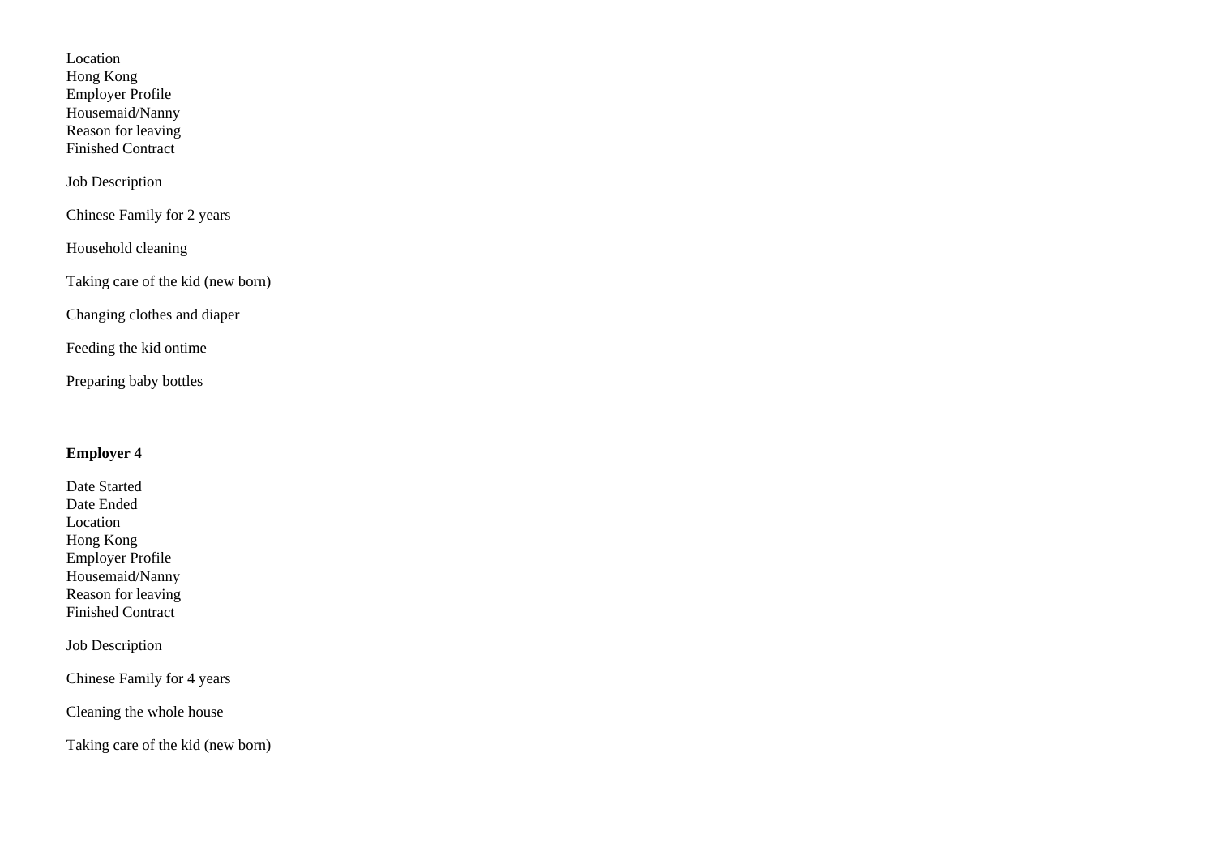Location
Hong Kong
Employer Profile
Housemaid/Nanny
Reason for leaving
Finished Contract

Job Description

Chinese Family for 2 years

Household cleaning

Taking care of the kid (new born)

Changing clothes and diaper

Feeding the kid ontime

Preparing baby bottles

**Employer 4**

Date Started
Date Ended
Location
Hong Kong
Employer Profile
Housemaid/Nanny
Reason for leaving
Finished Contract

Job Description

Chinese Family for 4 years

Cleaning the whole house

Taking care of the kid (new born)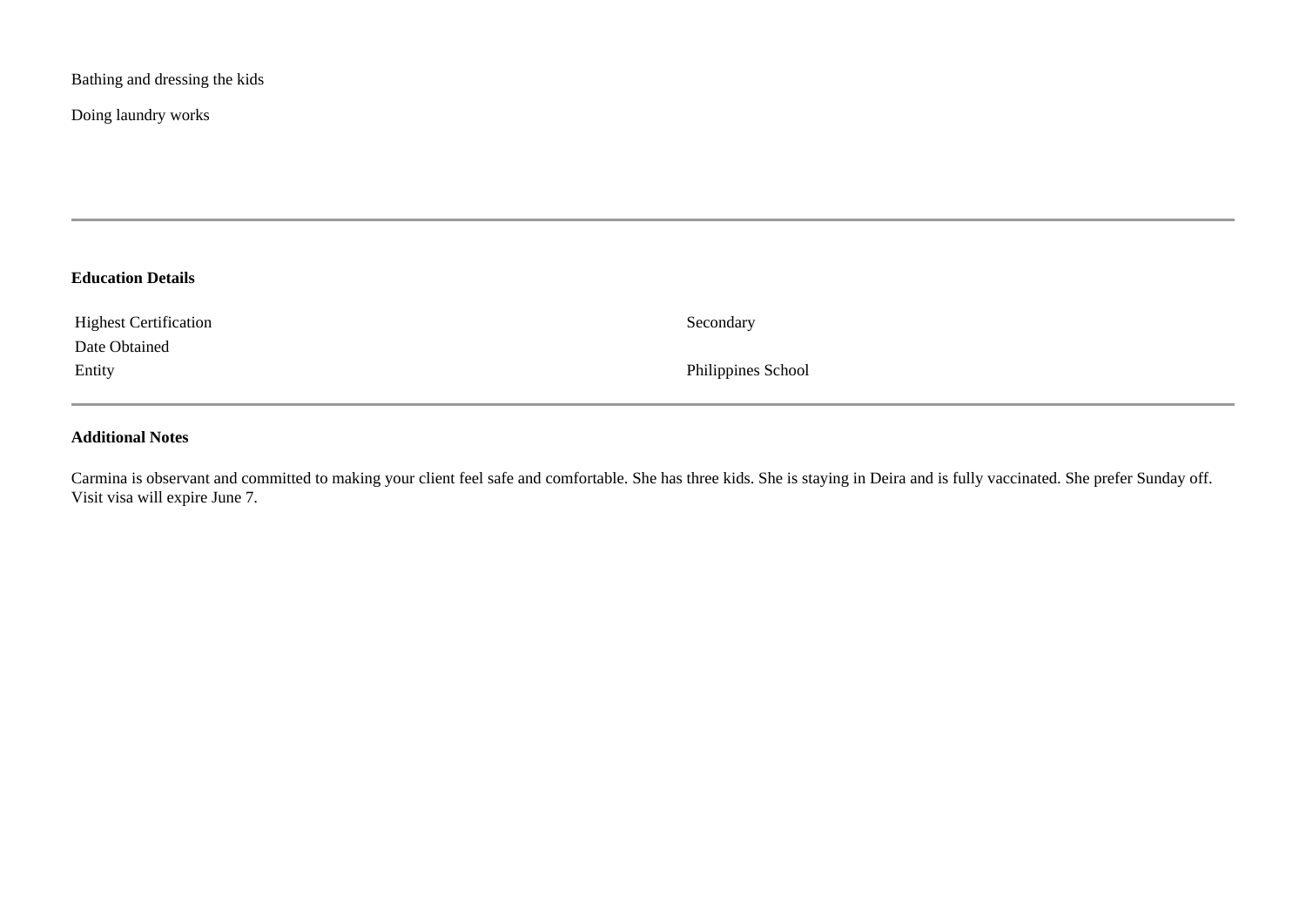Bathing and dressing the kids

Doing laundry works

---

**Education Details**

| | |
|---|---|
| Highest Certification | Secondary |
| Date Obtained | |
| Entity | Philippines School |

---

**Additional Notes**

Carmina is observant and committed to making your client feel safe and comfortable. She has three kids. She is staying in Deira and is fully vaccinated. She prefer Sunday off. Visit visa will expire June 7.